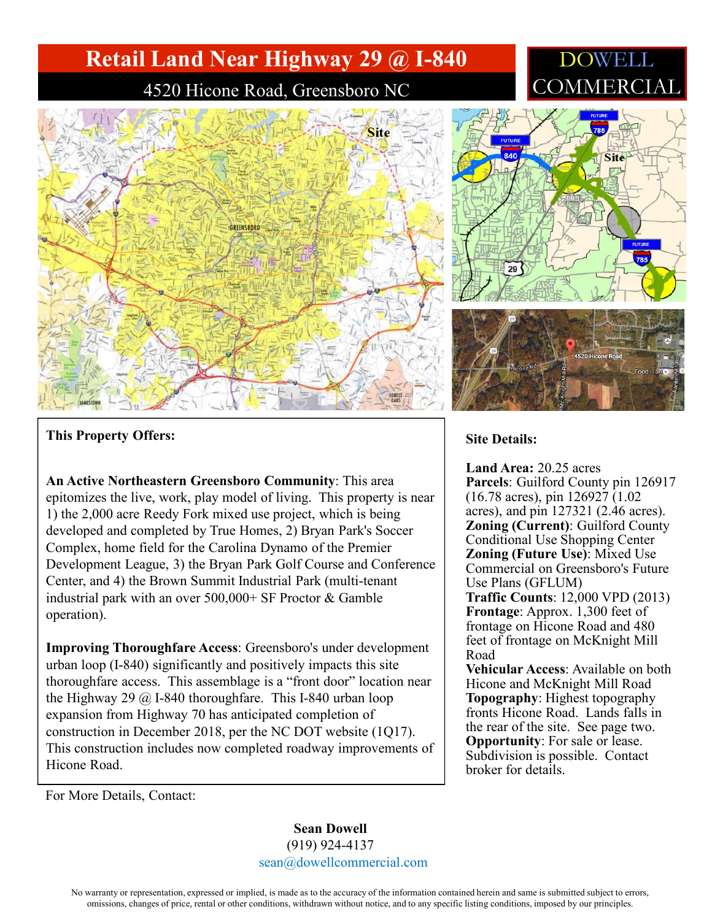# Retail Land Near Highway 29 @ I-840

## 4520 Hicone Road, Greensboro NC

DOWELL COMMERCIAL

**This Property Offers:**

**An Active Northeastern Greensboro Community**: This area epitomizes the live, work, play model of living. This property is near 1) the 2,000 acre Reedy Fork mixed use project, which is being developed and completed by True Homes, 2) Bryan Park's Soccer Complex, home field for the Carolina Dynamo of the Premier Development League, 3) the Bryan Park Golf Course and Conference Center, and 4) the Brown Summit Industrial Park (multi-tenant industrial park with an over 500,000+ SF Proctor & Gamble operation).

**Improving Thoroughfare Access**: Greensboro's under development urban loop (I-840) significantly and positively impacts this site thoroughfare access. This assemblage is a "front door" location near the Highway 29 @ I-840 thoroughfare. This I-840 urban loop expansion from Highway 70 has anticipated completion of construction in December 2018, per the NC DOT website (1Q17). This construction includes now completed roadway improvements of Hicone Road.

**Site Details:**

**Land Area:** 20.25 acres
**Parcels**: Guilford County pin 126917 (16.78 acres), pin 126927 (1.02 acres), and pin 127321 (2.46 acres).
**Zoning (Current)**: Guilford County Conditional Use Shopping Center
**Zoning (Future Use)**: Mixed Use Commercial on Greensboro's Future Use Plans (GFLUM)
**Traffic Counts**: 12,000 VPD (2013)
**Frontage**: Approx. 1,300 feet of frontage on Hicone Road and 480 feet of frontage on McKnight Mill Road
**Vehicular Access**: Available on both Hicone and McKnight Mill Road
**Topography**: Highest topography fronts Hicone Road. Lands falls in the rear of the site. See page two.
**Opportunity**: For sale or lease. Subdivision is possible. Contact broker for details.

For More Details, Contact:

**Sean Dowell**
(919) 924-4137
sean@dowellcommercial.com

No warranty or representation, expressed or implied, is made as to the accuracy of the information contained herein and same is submitted subject to errors, omissions, changes of price, rental or other conditions, withdrawn without notice, and to any specific listing conditions, imposed by our principles.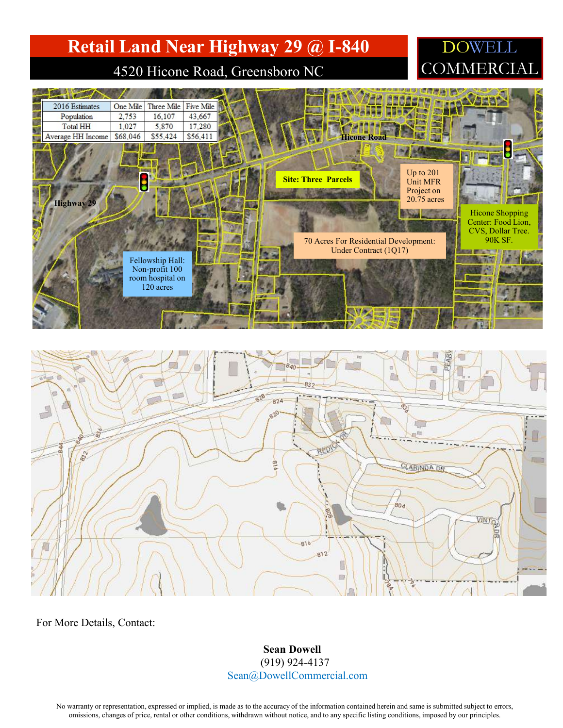# Retail Land Near Highway 29 @ I-840

## 4520 Hicone Road, Greensboro NC

DOWELL COMMERCIAL

| 2016 Estimates | One Mile | Three Mile | Five Mile |
|---|---|---|---|
| Population | 2,753 | 16,107 | 43,667 |
| Total HH | 1,027 | 5,870 | 17,280 |
| Average HH Income | $68,046 | $55,424 | $56,411 |

Hicone Road

Highway 29

Site: Three Parcels

Up to 201 Unit MFR Project on 20.75 acres

Hicone Shopping Center: Food Lion, CVS, Dollar Tree. 90K SF.

70 Acres For Residential Development: Under Contract (1Q17)

Fellowship Hall: Non-profit 100 room hospital on 120 acres

For More Details, Contact:

**Sean Dowell**
(919) 924-4137
Sean@DowellCommercial.com

No warranty or representation, expressed or implied, is made as to the accuracy of the information contained herein and same is submitted subject to errors, omissions, changes of price, rental or other conditions, withdrawn without notice, and to any specific listing conditions, imposed by our principles.